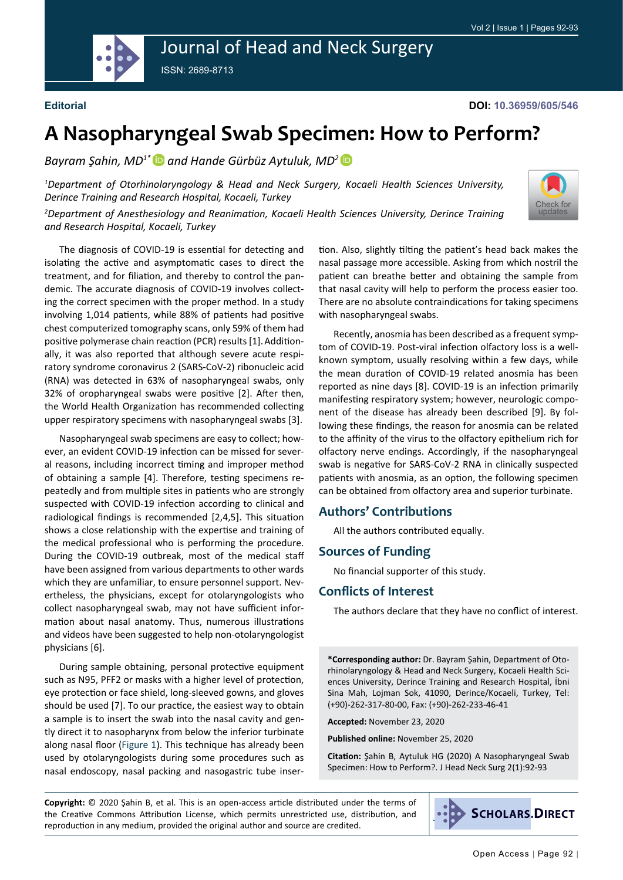Editorial

DOI: 10.36959/605/546

# A Nasopharyngeal Swab Specimen: How to Perform?

*Bayram Şahin, MD[1*] and Hande Gürbüz Aytuluk, MD[2]*

*[1]Department of Otorhinolaryngology & Head and Neck Surgery, Kocaeli Health Sciences University, Derince Training and Research Hospital, Kocaeli, Turkey*

*[2]Department of Anesthesiology and Reanimation, Kocaeli Health Sciences University, Derince Training and Research Hospital, Kocaeli, Turkey*

The diagnosis of COVID-19 is essential for detecting and isolating the active and asymptomatic cases to direct the treatment, and for filiation, and thereby to control the pandemic. The accurate diagnosis of COVID-19 involves collecting the correct specimen with the proper method. In a study involving 1,014 patients, while 88% of patients had positive chest computerized tomography scans, only 59% of them had positive polymerase chain reaction (PCR) results [1]. Additionally, it was also reported that although severe acute respiratory syndrome coronavirus 2 (SARS-CoV-2) ribonucleic acid (RNA) was detected in 63% of nasopharyngeal swabs, only 32% of oropharyngeal swabs were positive [2]. After then, the World Health Organization has recommended collecting upper respiratory specimens with nasopharyngeal swabs [3].

Nasopharyngeal swab specimens are easy to collect; however, an evident COVID-19 infection can be missed for several reasons, including incorrect timing and improper method of obtaining a sample [4]. Therefore, testing specimens repeatedly and from multiple sites in patients who are strongly suspected with COVID-19 infection according to clinical and radiological findings is recommended [2,4,5]. This situation shows a close relationship with the expertise and training of the medical professional who is performing the procedure. During the COVID-19 outbreak, most of the medical staff have been assigned from various departments to other wards which they are unfamiliar, to ensure personnel support. Nevertheless, the physicians, except for otolaryngologists who collect nasopharyngeal swab, may not have sufficient information about nasal anatomy. Thus, numerous illustrations and videos have been suggested to help non-otolaryngologist physicians [6].

During sample obtaining, personal protective equipment such as N95, PFF2 or masks with a higher level of protection, eye protection or face shield, long-sleeved gowns, and gloves should be used [7]. To our practice, the easiest way to obtain a sample is to insert the swab into the nasal cavity and gently direct it to nasopharynx from below the inferior turbinate along nasal floor (Figure 1). This technique has already been used by otolaryngologists during some procedures such as nasal endoscopy, nasal packing and nasogastric tube insertion. Also, slightly tilting the patient's head back makes the nasal passage more accessible. Asking from which nostril the patient can breathe better and obtaining the sample from that nasal cavity will help to perform the process easier too. There are no absolute contraindications for taking specimens with nasopharyngeal swabs.

Recently, anosmia has been described as a frequent symptom of COVID-19. Post-viral infection olfactory loss is a well-known symptom, usually resolving within a few days, while the mean duration of COVID-19 related anosmia has been reported as nine days [8]. COVID-19 is an infection primarily manifesting respiratory system; however, neurologic component of the disease has already been described [9]. By following these findings, the reason for anosmia can be related to the affinity of the virus to the olfactory epithelium rich for olfactory nerve endings. Accordingly, if the nasopharyngeal swab is negative for SARS-CoV-2 RNA in clinically suspected patients with anosmia, as an option, the following specimen can be obtained from olfactory area and superior turbinate.

## Authors' Contributions

All the authors contributed equally.

## Sources of Funding

No financial supporter of this study.

## Conflicts of Interest

The authors declare that they have no conflict of interest.

**\*Corresponding author:** Dr. Bayram Şahin, Department of Otorhinolaryngology & Head and Neck Surgery, Kocaeli Health Sciences University, Derince Training and Research Hospital, İbni Sina Mah, Lojman Sok, 41090, Derince/Kocaeli, Turkey, Tel: (+90)-262-317-80-00, Fax: (+90)-262-233-46-41

**Accepted:** November 23, 2020

**Published online:** November 25, 2020

**Citation:** Şahin B, Aytuluk HG (2020) A Nasopharyngeal Swab Specimen: How to Perform?. J Head Neck Surg 2(1):92-93

**Copyright:** © 2020 Şahin B, et al. This is an open-access article distributed under the terms of the Creative Commons Attribution License, which permits unrestricted use, distribution, and reproduction in any medium, provided the original author and source are credited.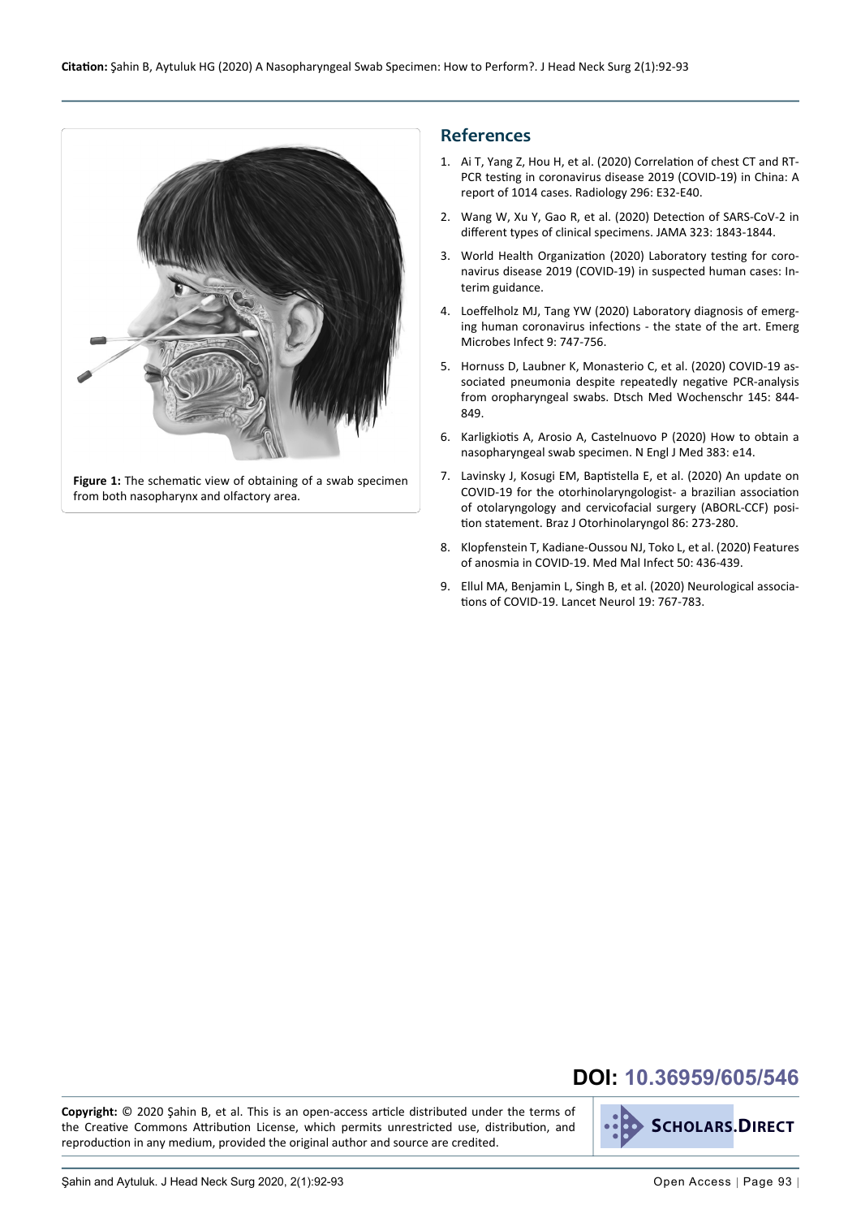**Figure 1:** The schematic view of obtaining of a swab specimen from both nasopharynx and olfactory area.

## References

1. Ai T, Yang Z, Hou H, et al. (2020) Correlation of chest CT and RT-PCR testing in coronavirus disease 2019 (COVID-19) in China: A report of 1014 cases. Radiology 296: E32-E40.
2. Wang W, Xu Y, Gao R, et al. (2020) Detection of SARS-CoV-2 in different types of clinical specimens. JAMA 323: 1843-1844.
3. World Health Organization (2020) Laboratory testing for coronavirus disease 2019 (COVID-19) in suspected human cases: Interim guidance.
4. Loeffelholz MJ, Tang YW (2020) Laboratory diagnosis of emerging human coronavirus infections - the state of the art. Emerg Microbes Infect 9: 747-756.
5. Hornuss D, Laubner K, Monasterio C, et al. (2020) COVID-19 associated pneumonia despite repeatedly negative PCR-analysis from oropharyngeal swabs. Dtsch Med Wochenschr 145: 844-849.
6. Karligkiotis A, Arosio A, Castelnuovo P (2020) How to obtain a nasopharyngeal swab specimen. N Engl J Med 383: e14.
7. Lavinsky J, Kosugi EM, Baptistella E, et al. (2020) An update on COVID-19 for the otorhinolaryngologist- a brazilian association of otolaryngology and cervicofacial surgery (ABORL-CCF) position statement. Braz J Otorhinolaryngol 86: 273-280.
8. Klopfenstein T, Kadiane-Oussou NJ, Toko L, et al. (2020) Features of anosmia in COVID-19. Med Mal Infect 50: 436-439.
9. Ellul MA, Benjamin L, Singh B, et al. (2020) Neurological associations of COVID-19. Lancet Neurol 19: 767-783.

**DOI: 10.36959/605/546**

**Copyright:** © 2020 Şahin B, et al. This is an open-access article distributed under the terms of the Creative Commons Attribution License, which permits unrestricted use, distribution, and reproduction in any medium, provided the original author and source are credited.